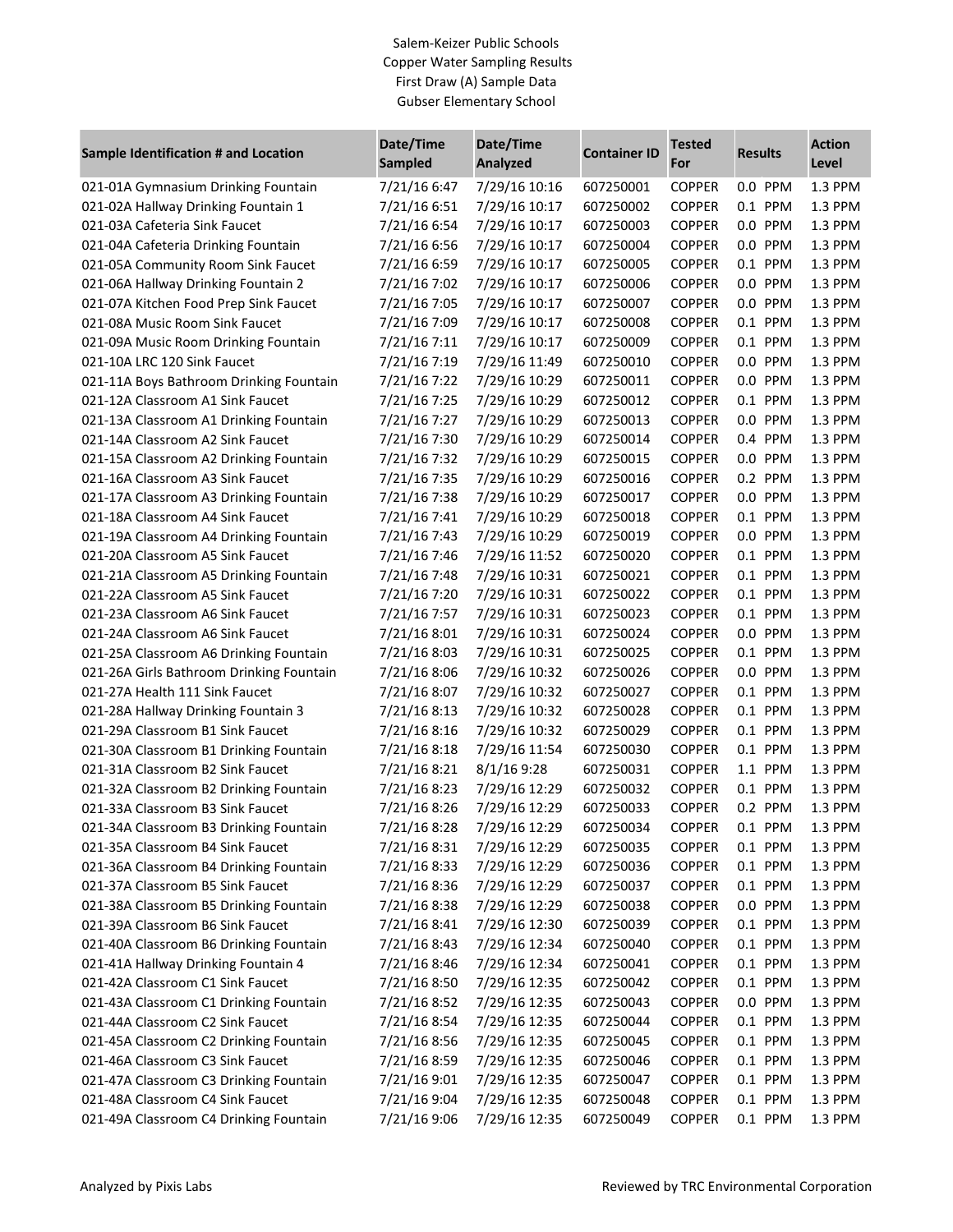Salem-Keizer Public Schools
Copper Water Sampling Results
First Draw (A) Sample Data
Gubser Elementary School

| Sample Identification # and Location | Date/Time Sampled | Date/Time Analyzed | Container ID | Tested For | Results | Action Level |
|---|---|---|---|---|---|---|
| 021-01A Gymnasium Drinking Fountain | 7/21/16 6:47 | 7/29/16 10:16 | 607250001 | COPPER | 0.0 PPM | 1.3 PPM |
| 021-02A Hallway Drinking Fountain 1 | 7/21/16 6:51 | 7/29/16 10:17 | 607250002 | COPPER | 0.1 PPM | 1.3 PPM |
| 021-03A Cafeteria Sink Faucet | 7/21/16 6:54 | 7/29/16 10:17 | 607250003 | COPPER | 0.0 PPM | 1.3 PPM |
| 021-04A Cafeteria Drinking Fountain | 7/21/16 6:56 | 7/29/16 10:17 | 607250004 | COPPER | 0.0 PPM | 1.3 PPM |
| 021-05A Community Room Sink Faucet | 7/21/16 6:59 | 7/29/16 10:17 | 607250005 | COPPER | 0.1 PPM | 1.3 PPM |
| 021-06A Hallway Drinking Fountain 2 | 7/21/16 7:02 | 7/29/16 10:17 | 607250006 | COPPER | 0.0 PPM | 1.3 PPM |
| 021-07A Kitchen Food Prep Sink Faucet | 7/21/16 7:05 | 7/29/16 10:17 | 607250007 | COPPER | 0.0 PPM | 1.3 PPM |
| 021-08A Music Room Sink Faucet | 7/21/16 7:09 | 7/29/16 10:17 | 607250008 | COPPER | 0.1 PPM | 1.3 PPM |
| 021-09A Music Room Drinking Fountain | 7/21/16 7:11 | 7/29/16 10:17 | 607250009 | COPPER | 0.1 PPM | 1.3 PPM |
| 021-10A LRC 120 Sink Faucet | 7/21/16 7:19 | 7/29/16 11:49 | 607250010 | COPPER | 0.0 PPM | 1.3 PPM |
| 021-11A Boys Bathroom Drinking Fountain | 7/21/16 7:22 | 7/29/16 10:29 | 607250011 | COPPER | 0.0 PPM | 1.3 PPM |
| 021-12A Classroom A1 Sink Faucet | 7/21/16 7:25 | 7/29/16 10:29 | 607250012 | COPPER | 0.1 PPM | 1.3 PPM |
| 021-13A Classroom A1 Drinking Fountain | 7/21/16 7:27 | 7/29/16 10:29 | 607250013 | COPPER | 0.0 PPM | 1.3 PPM |
| 021-14A Classroom A2 Sink Faucet | 7/21/16 7:30 | 7/29/16 10:29 | 607250014 | COPPER | 0.4 PPM | 1.3 PPM |
| 021-15A Classroom A2 Drinking Fountain | 7/21/16 7:32 | 7/29/16 10:29 | 607250015 | COPPER | 0.0 PPM | 1.3 PPM |
| 021-16A Classroom A3 Sink Faucet | 7/21/16 7:35 | 7/29/16 10:29 | 607250016 | COPPER | 0.2 PPM | 1.3 PPM |
| 021-17A Classroom A3 Drinking Fountain | 7/21/16 7:38 | 7/29/16 10:29 | 607250017 | COPPER | 0.0 PPM | 1.3 PPM |
| 021-18A Classroom A4 Sink Faucet | 7/21/16 7:41 | 7/29/16 10:29 | 607250018 | COPPER | 0.1 PPM | 1.3 PPM |
| 021-19A Classroom A4 Drinking Fountain | 7/21/16 7:43 | 7/29/16 10:29 | 607250019 | COPPER | 0.0 PPM | 1.3 PPM |
| 021-20A Classroom A5 Sink Faucet | 7/21/16 7:46 | 7/29/16 11:52 | 607250020 | COPPER | 0.1 PPM | 1.3 PPM |
| 021-21A Classroom A5 Drinking Fountain | 7/21/16 7:48 | 7/29/16 10:31 | 607250021 | COPPER | 0.1 PPM | 1.3 PPM |
| 021-22A Classroom A5 Sink Faucet | 7/21/16 7:20 | 7/29/16 10:31 | 607250022 | COPPER | 0.1 PPM | 1.3 PPM |
| 021-23A Classroom A6 Sink Faucet | 7/21/16 7:57 | 7/29/16 10:31 | 607250023 | COPPER | 0.1 PPM | 1.3 PPM |
| 021-24A Classroom A6 Sink Faucet | 7/21/16 8:01 | 7/29/16 10:31 | 607250024 | COPPER | 0.0 PPM | 1.3 PPM |
| 021-25A Classroom A6 Drinking Fountain | 7/21/16 8:03 | 7/29/16 10:31 | 607250025 | COPPER | 0.1 PPM | 1.3 PPM |
| 021-26A Girls Bathroom Drinking Fountain | 7/21/16 8:06 | 7/29/16 10:32 | 607250026 | COPPER | 0.0 PPM | 1.3 PPM |
| 021-27A Health 111 Sink Faucet | 7/21/16 8:07 | 7/29/16 10:32 | 607250027 | COPPER | 0.1 PPM | 1.3 PPM |
| 021-28A Hallway Drinking Fountain 3 | 7/21/16 8:13 | 7/29/16 10:32 | 607250028 | COPPER | 0.1 PPM | 1.3 PPM |
| 021-29A Classroom B1 Sink Faucet | 7/21/16 8:16 | 7/29/16 10:32 | 607250029 | COPPER | 0.1 PPM | 1.3 PPM |
| 021-30A Classroom B1 Drinking Fountain | 7/21/16 8:18 | 7/29/16 11:54 | 607250030 | COPPER | 0.1 PPM | 1.3 PPM |
| 021-31A Classroom B2 Sink Faucet | 7/21/16 8:21 | 8/1/16 9:28 | 607250031 | COPPER | 1.1 PPM | 1.3 PPM |
| 021-32A Classroom B2 Drinking Fountain | 7/21/16 8:23 | 7/29/16 12:29 | 607250032 | COPPER | 0.1 PPM | 1.3 PPM |
| 021-33A Classroom B3 Sink Faucet | 7/21/16 8:26 | 7/29/16 12:29 | 607250033 | COPPER | 0.2 PPM | 1.3 PPM |
| 021-34A Classroom B3 Drinking Fountain | 7/21/16 8:28 | 7/29/16 12:29 | 607250034 | COPPER | 0.1 PPM | 1.3 PPM |
| 021-35A Classroom B4 Sink Faucet | 7/21/16 8:31 | 7/29/16 12:29 | 607250035 | COPPER | 0.1 PPM | 1.3 PPM |
| 021-36A Classroom B4 Drinking Fountain | 7/21/16 8:33 | 7/29/16 12:29 | 607250036 | COPPER | 0.1 PPM | 1.3 PPM |
| 021-37A Classroom B5 Sink Faucet | 7/21/16 8:36 | 7/29/16 12:29 | 607250037 | COPPER | 0.1 PPM | 1.3 PPM |
| 021-38A Classroom B5 Drinking Fountain | 7/21/16 8:38 | 7/29/16 12:29 | 607250038 | COPPER | 0.0 PPM | 1.3 PPM |
| 021-39A Classroom B6 Sink Faucet | 7/21/16 8:41 | 7/29/16 12:30 | 607250039 | COPPER | 0.1 PPM | 1.3 PPM |
| 021-40A Classroom B6 Drinking Fountain | 7/21/16 8:43 | 7/29/16 12:34 | 607250040 | COPPER | 0.1 PPM | 1.3 PPM |
| 021-41A Hallway Drinking Fountain 4 | 7/21/16 8:46 | 7/29/16 12:34 | 607250041 | COPPER | 0.1 PPM | 1.3 PPM |
| 021-42A Classroom C1 Sink Faucet | 7/21/16 8:50 | 7/29/16 12:35 | 607250042 | COPPER | 0.1 PPM | 1.3 PPM |
| 021-43A Classroom C1 Drinking Fountain | 7/21/16 8:52 | 7/29/16 12:35 | 607250043 | COPPER | 0.0 PPM | 1.3 PPM |
| 021-44A Classroom C2 Sink Faucet | 7/21/16 8:54 | 7/29/16 12:35 | 607250044 | COPPER | 0.1 PPM | 1.3 PPM |
| 021-45A Classroom C2 Drinking Fountain | 7/21/16 8:56 | 7/29/16 12:35 | 607250045 | COPPER | 0.1 PPM | 1.3 PPM |
| 021-46A Classroom C3 Sink Faucet | 7/21/16 8:59 | 7/29/16 12:35 | 607250046 | COPPER | 0.1 PPM | 1.3 PPM |
| 021-47A Classroom C3 Drinking Fountain | 7/21/16 9:01 | 7/29/16 12:35 | 607250047 | COPPER | 0.1 PPM | 1.3 PPM |
| 021-48A Classroom C4 Sink Faucet | 7/21/16 9:04 | 7/29/16 12:35 | 607250048 | COPPER | 0.1 PPM | 1.3 PPM |
| 021-49A Classroom C4 Drinking Fountain | 7/21/16 9:06 | 7/29/16 12:35 | 607250049 | COPPER | 0.1 PPM | 1.3 PPM |

Analyzed by Pixis Labs

Reviewed by TRC Environmental Corporation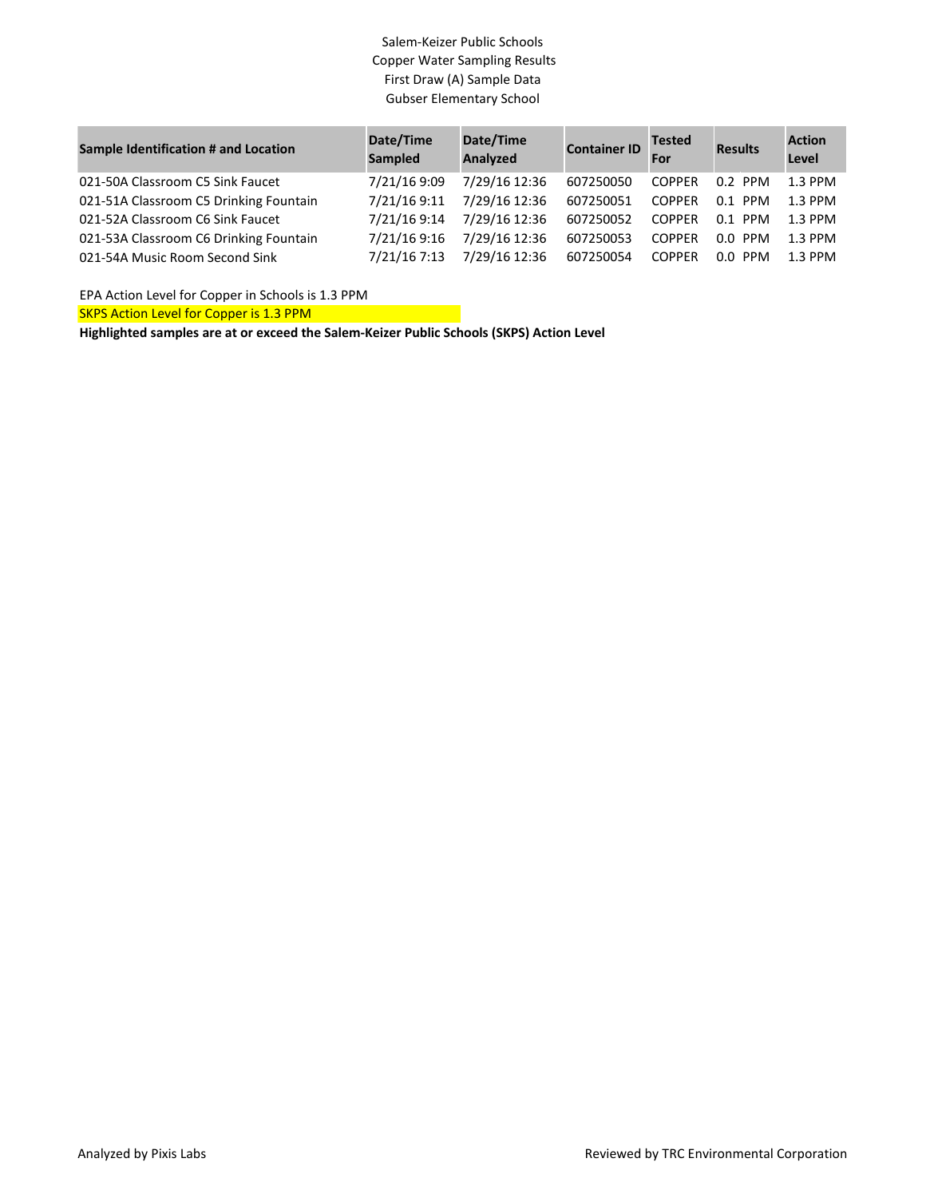Salem-Keizer Public Schools
Copper Water Sampling Results
First Draw (A) Sample Data
Gubser Elementary School

| Sample Identification # and Location | Date/Time Sampled | Date/Time Analyzed | Container ID | Tested For | Results | Action Level |
|---|---|---|---|---|---|---|
| 021-50A Classroom C5 Sink Faucet | 7/21/16 9:09 | 7/29/16 12:36 | 607250050 | COPPER | 0.2 PPM | 1.3 PPM |
| 021-51A Classroom C5 Drinking Fountain | 7/21/16 9:11 | 7/29/16 12:36 | 607250051 | COPPER | 0.1 PPM | 1.3 PPM |
| 021-52A Classroom C6 Sink Faucet | 7/21/16 9:14 | 7/29/16 12:36 | 607250052 | COPPER | 0.1 PPM | 1.3 PPM |
| 021-53A Classroom C6 Drinking Fountain | 7/21/16 9:16 | 7/29/16 12:36 | 607250053 | COPPER | 0.0 PPM | 1.3 PPM |
| 021-54A Music Room Second Sink | 7/21/16 7:13 | 7/29/16 12:36 | 607250054 | COPPER | 0.0 PPM | 1.3 PPM |

EPA Action Level for Copper in Schools is 1.3 PPM

SKPS Action Level for Copper is 1.3 PPM

**Highlighted samples are at or exceed the Salem-Keizer Public Schools (SKPS) Action Level**

Analyzed by Pixis Labs

Reviewed by TRC Environmental Corporation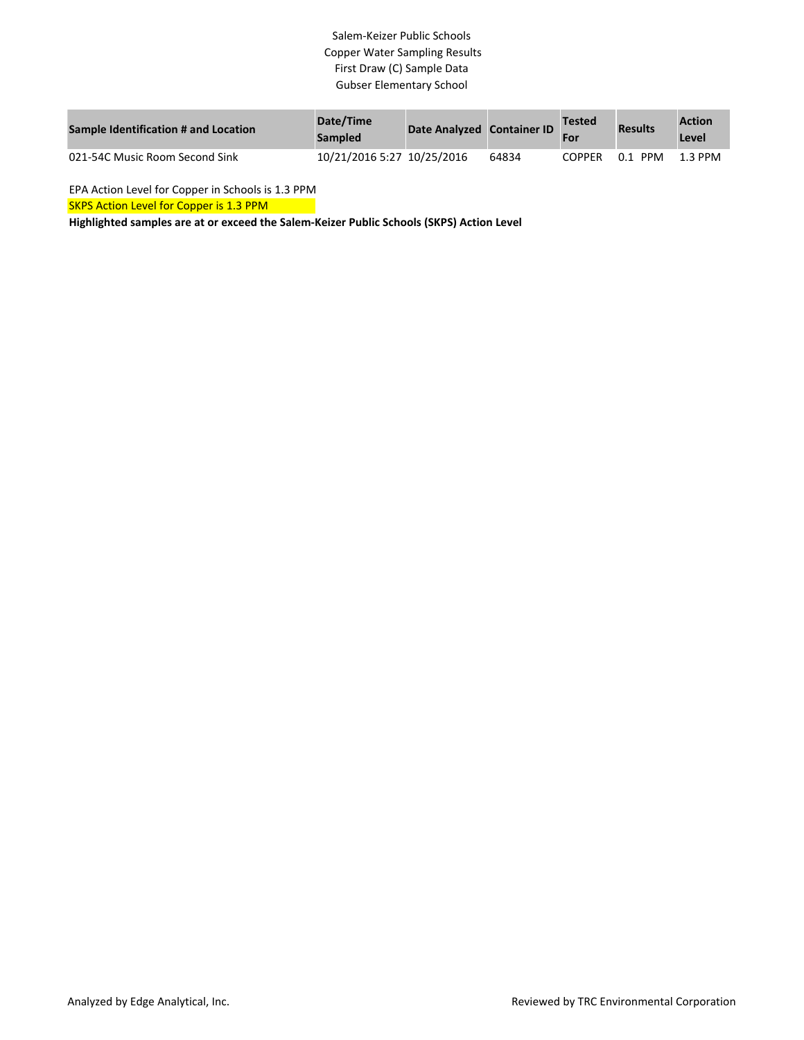Salem-Keizer Public Schools
Copper Water Sampling Results
First Draw (C) Sample Data
Gubser Elementary School

| Sample Identification # and Location | Date/Time Sampled | Date Analyzed | Container ID | Tested For | Results | Action Level |
|---|---|---|---|---|---|---|
| 021-54C Music Room Second Sink | 10/21/2016 5:27 | 10/25/2016 | 64834 | COPPER | 0.1 PPM | 1.3 PPM |

EPA Action Level for Copper in Schools is 1.3 PPM

SKPS Action Level for Copper is 1.3 PPM

**Highlighted samples are at or exceed the Salem-Keizer Public Schools (SKPS) Action Level**

Analyzed by Edge Analytical, Inc.

Reviewed by TRC Environmental Corporation